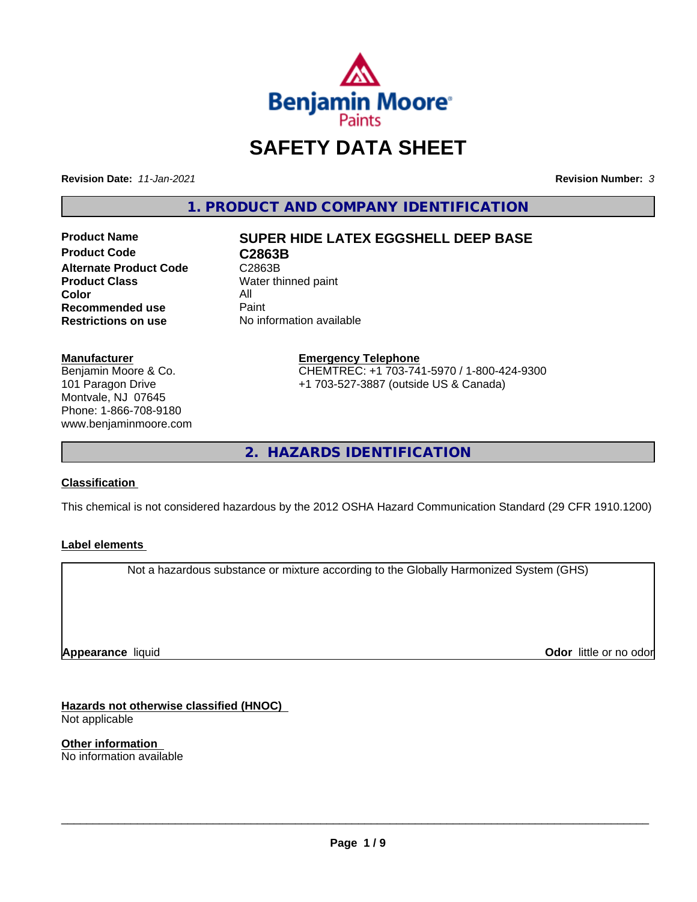# SAFETY DATA SHEET

**Revision Date:** *11-Jan-2021* **Revision Number:** *3*

## 1. PRODUCT AND COMPANY IDENTIFICATION

| | |
|---|---|
| **Product Name** | **SUPER HIDE LATEX EGGSHELL DEEP BASE** |
| **Product Code** | **C2863B** |
| **Alternate Product Code** | C2863B |
| **Product Class** | Water thinned paint |
| **Color** | All |
| **Recommended use** | Paint |
| **Restrictions on use** | No information available |

**Manufacturer**
Benjamin Moore & Co.
101 Paragon Drive
Montvale, NJ 07645
Phone: 1-866-708-9180
www.benjaminmoore.com

**Emergency Telephone**
CHEMTREC: +1 703-741-5970 / 1-800-424-9300
+1 703-527-3887 (outside US & Canada)

## 2. HAZARDS IDENTIFICATION

**Classification**

This chemical is not considered hazardous by the 2012 OSHA Hazard Communication Standard (29 CFR 1910.1200)

**Label elements**

Not a hazardous substance or mixture according to the Globally Harmonized System (GHS)

**Appearance** liquid **Odor** little or no odor

**Hazards not otherwise classified (HNOC)**
Not applicable

**Other information**
No information available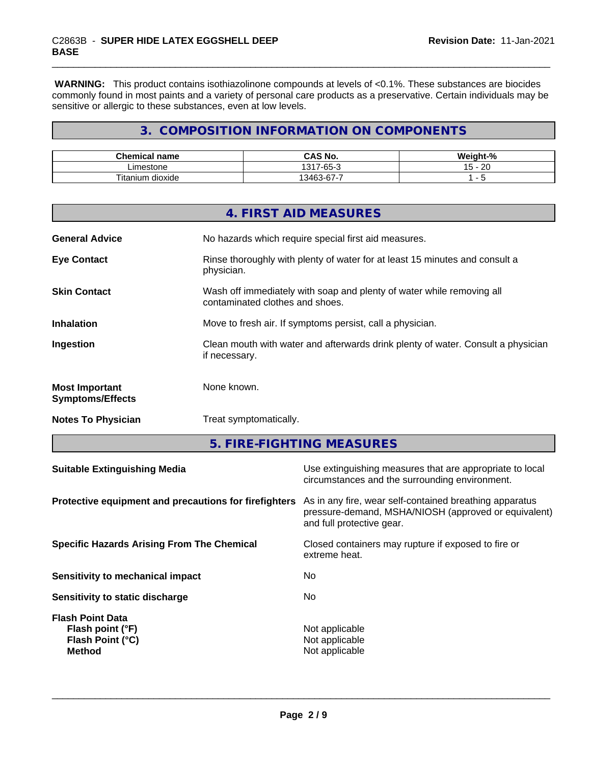**WARNING:** This product contains isothiazolinone compounds at levels of <0.1%. These substances are biocides commonly found in most paints and a variety of personal care products as a preservative. Certain individuals may be sensitive or allergic to these substances, even at low levels.

## 3. COMPOSITION INFORMATION ON COMPONENTS

| Chemical name | CAS No. | Weight-% |
|---|---|---|
| Limestone | 1317-65-3 | 15 - 20 |
| Titanium dioxide | 13463-67-7 | 1 - 5 |

## 4. FIRST AID MEASURES

**General Advice** No hazards which require special first aid measures.

**Eye Contact** Rinse thoroughly with plenty of water for at least 15 minutes and consult a physician.

**Skin Contact** Wash off immediately with soap and plenty of water while removing all contaminated clothes and shoes.

**Inhalation** Move to fresh air. If symptoms persist, call a physician.

**Ingestion** Clean mouth with water and afterwards drink plenty of water. Consult a physician if necessary.

**Most Important Symptoms/Effects** None known.

**Notes To Physician** Treat symptomatically.

## 5. FIRE-FIGHTING MEASURES

**Suitable Extinguishing Media** Use extinguishing measures that are appropriate to local circumstances and the surrounding environment.

**Protective equipment and precautions for firefighters** As in any fire, wear self-contained breathing apparatus pressure-demand, MSHA/NIOSH (approved or equivalent) and full protective gear.

**Specific Hazards Arising From The Chemical** Closed containers may rupture if exposed to fire or extreme heat.

**Sensitivity to mechanical impact** No

**Sensitivity to static discharge** No

**Flash Point Data**
**Flash point (°F)** Not applicable
**Flash Point (°C)** Not applicable
**Method** Not applicable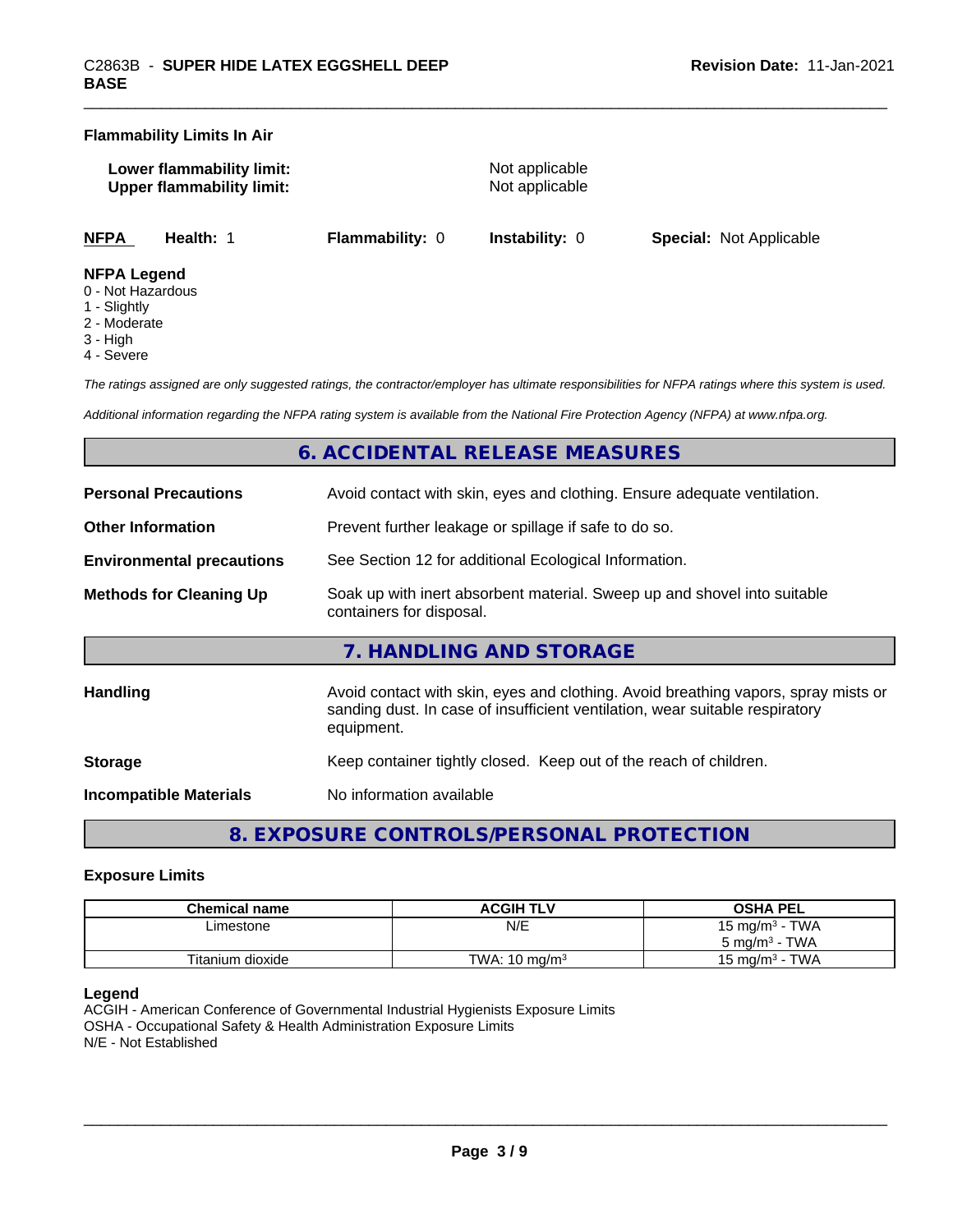### Flammability Limits In Air

**Lower flammability limit:** Not applicable
**Upper flammability limit:** Not applicable

| NFPA | Health: 1 | Flammability: 0 | Instability: 0 | Special: Not Applicable |
|---|---|---|---|---|

**NFPA Legend**
0 - Not Hazardous
1 - Slightly
2 - Moderate
3 - High
4 - Severe

*The ratings assigned are only suggested ratings, the contractor/employer has ultimate responsibilities for NFPA ratings where this system is used.*

*Additional information regarding the NFPA rating system is available from the National Fire Protection Agency (NFPA) at www.nfpa.org.*

## 6. ACCIDENTAL RELEASE MEASURES

**Personal Precautions** Avoid contact with skin, eyes and clothing. Ensure adequate ventilation.

**Other Information** Prevent further leakage or spillage if safe to do so.

**Environmental precautions** See Section 12 for additional Ecological Information.

**Methods for Cleaning Up** Soak up with inert absorbent material. Sweep up and shovel into suitable containers for disposal.

## 7. HANDLING AND STORAGE

**Handling** Avoid contact with skin, eyes and clothing. Avoid breathing vapors, spray mists or sanding dust. In case of insufficient ventilation, wear suitable respiratory equipment.

**Storage** Keep container tightly closed. Keep out of the reach of children.

**Incompatible Materials** No information available

## 8. EXPOSURE CONTROLS/PERSONAL PROTECTION

### Exposure Limits

| Chemical name | ACGIH TLV | OSHA PEL |
|---|---|---|
| Limestone | N/E | 15 mg/m³ - TWA<br>5 mg/m³ - TWA |
| Titanium dioxide | TWA: 10 mg/m³ | 15 mg/m³ - TWA |

**Legend**
ACGIH - American Conference of Governmental Industrial Hygienists Exposure Limits
OSHA - Occupational Safety & Health Administration Exposure Limits
N/E - Not Established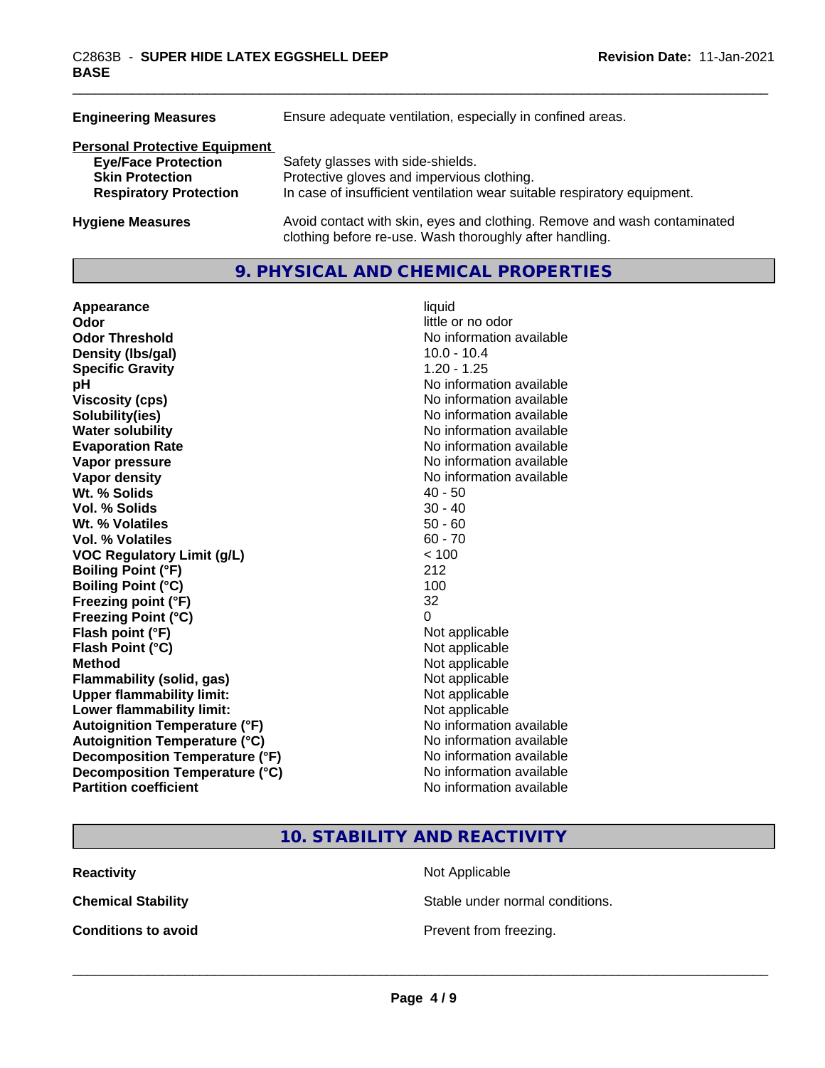| | |
|---|---|
| **Engineering Measures** | Ensure adequate ventilation, especially in confined areas. |

**Personal Protective Equipment**

| | |
|---|---|
| **Eye/Face Protection** | Safety glasses with side-shields. |
| **Skin Protection** | Protective gloves and impervious clothing. |
| **Respiratory Protection** | In case of insufficient ventilation wear suitable respiratory equipment. |

| | |
|---|---|
| **Hygiene Measures** | Avoid contact with skin, eyes and clothing. Remove and wash contaminated clothing before re-use. Wash thoroughly after handling. |

## 9. PHYSICAL AND CHEMICAL PROPERTIES

| | |
|---|---|
| **Appearance** | liquid |
| **Odor** | little or no odor |
| **Odor Threshold** | No information available |
| **Density (lbs/gal)** | 10.0 - 10.4 |
| **Specific Gravity** | 1.20 - 1.25 |
| **pH** | No information available |
| **Viscosity (cps)** | No information available |
| **Solubility(ies)** | No information available |
| **Water solubility** | No information available |
| **Evaporation Rate** | No information available |
| **Vapor pressure** | No information available |
| **Vapor density** | No information available |
| **Wt. % Solids** | 40 - 50 |
| **Vol. % Solids** | 30 - 40 |
| **Wt. % Volatiles** | 50 - 60 |
| **Vol. % Volatiles** | 60 - 70 |
| **VOC Regulatory Limit (g/L)** | < 100 |
| **Boiling Point (°F)** | 212 |
| **Boiling Point (°C)** | 100 |
| **Freezing point (°F)** | 32 |
| **Freezing Point (°C)** | 0 |
| **Flash point (°F)** | Not applicable |
| **Flash Point (°C)** | Not applicable |
| **Method** | Not applicable |
| **Flammability (solid, gas)** | Not applicable |
| **Upper flammability limit:** | Not applicable |
| **Lower flammability limit:** | Not applicable |
| **Autoignition Temperature (°F)** | No information available |
| **Autoignition Temperature (°C)** | No information available |
| **Decomposition Temperature (°F)** | No information available |
| **Decomposition Temperature (°C)** | No information available |
| **Partition coefficient** | No information available |

## 10. STABILITY AND REACTIVITY

| | |
|---|---|
| **Reactivity** | Not Applicable |
| **Chemical Stability** | Stable under normal conditions. |
| **Conditions to avoid** | Prevent from freezing. |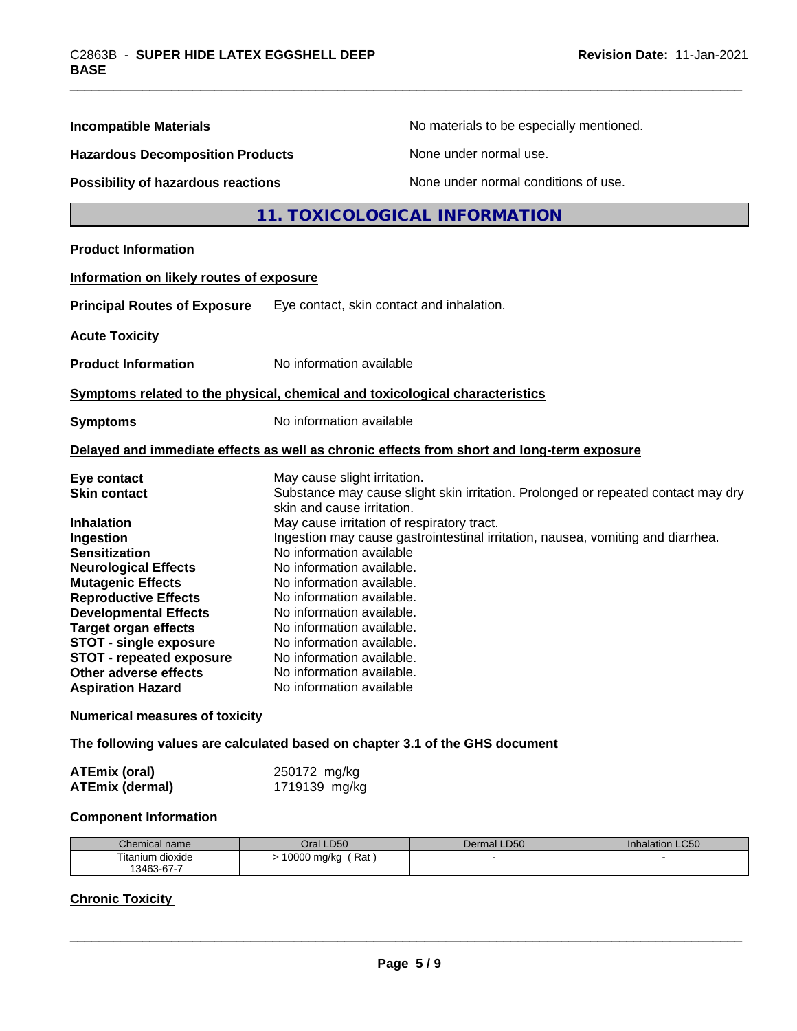**Incompatible Materials** No materials to be especially mentioned.

**Hazardous Decomposition Products** None under normal use.

**Possibility of hazardous reactions** None under normal conditions of use.

## 11. TOXICOLOGICAL INFORMATION

**Product Information**

**Information on likely routes of exposure**

**Principal Routes of Exposure** Eye contact, skin contact and inhalation.

**Acute Toxicity**

**Product Information** No information available

**Symptoms related to the physical, chemical and toxicological characteristics**

**Symptoms** No information available

**Delayed and immediate effects as well as chronic effects from short and long-term exposure**

**Eye contact** May cause slight irritation.
**Skin contact** Substance may cause slight skin irritation. Prolonged or repeated contact may dry skin and cause irritation.
**Inhalation** May cause irritation of respiratory tract.
**Ingestion** Ingestion may cause gastrointestinal irritation, nausea, vomiting and diarrhea.
**Sensitization** No information available
**Neurological Effects** No information available.
**Mutagenic Effects** No information available.
**Reproductive Effects** No information available.
**Developmental Effects** No information available.
**Target organ effects** No information available.
**STOT - single exposure** No information available.
**STOT - repeated exposure** No information available.
**Other adverse effects** No information available.
**Aspiration Hazard** No information available

**Numerical measures of toxicity**

**The following values are calculated based on chapter 3.1 of the GHS document**

**ATEmix (oral)** 250172 mg/kg
**ATEmix (dermal)** 1719139 mg/kg

**Component Information**

| Chemical name | Oral LD50 | Dermal LD50 | Inhalation LC50 |
|---|---|---|---|
| Titanium dioxide 13463-67-7 | > 10000 mg/kg ( Rat ) | - | - |

**Chronic Toxicity**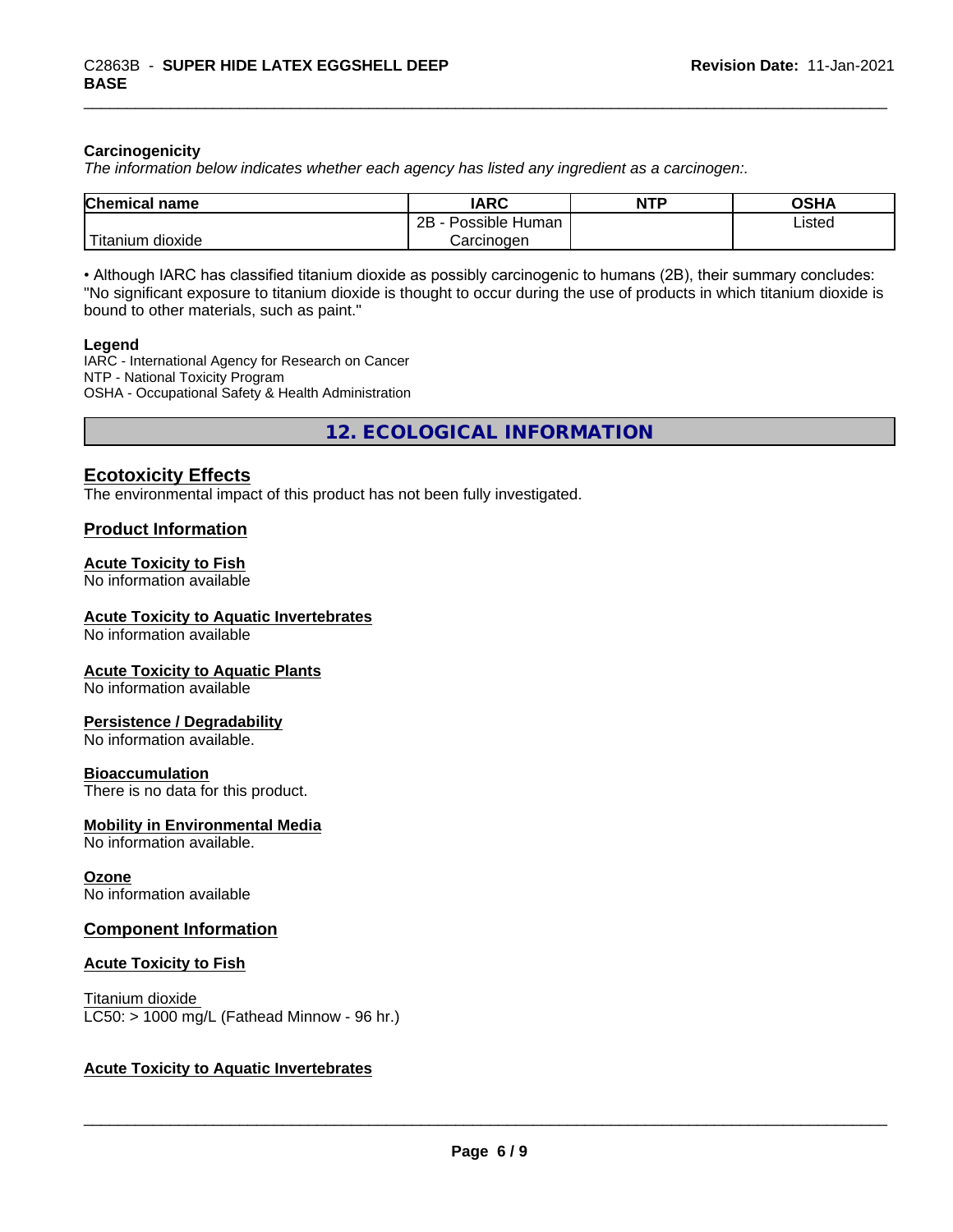**Carcinogenicity**

*The information below indicates whether each agency has listed any ingredient as a carcinogen:.*

| Chemical name | IARC | NTP | OSHA |
| --- | --- | --- | --- |
| Titanium dioxide | 2B - Possible Human Carcinogen | | Listed |

• Although IARC has classified titanium dioxide as possibly carcinogenic to humans (2B), their summary concludes: "No significant exposure to titanium dioxide is thought to occur during the use of products in which titanium dioxide is bound to other materials, such as paint."

**Legend**

IARC - International Agency for Research on Cancer
NTP - National Toxicity Program
OSHA - Occupational Safety & Health Administration

## 12. ECOLOGICAL INFORMATION

### Ecotoxicity Effects

The environmental impact of this product has not been fully investigated.

### Product Information

**Acute Toxicity to Fish**
No information available

**Acute Toxicity to Aquatic Invertebrates**
No information available

**Acute Toxicity to Aquatic Plants**
No information available

**Persistence / Degradability**
No information available.

**Bioaccumulation**
There is no data for this product.

**Mobility in Environmental Media**
No information available.

**Ozone**
No information available

### Component Information

**Acute Toxicity to Fish**

Titanium dioxide
LC50: > 1000 mg/L (Fathead Minnow - 96 hr.)

**Acute Toxicity to Aquatic Invertebrates**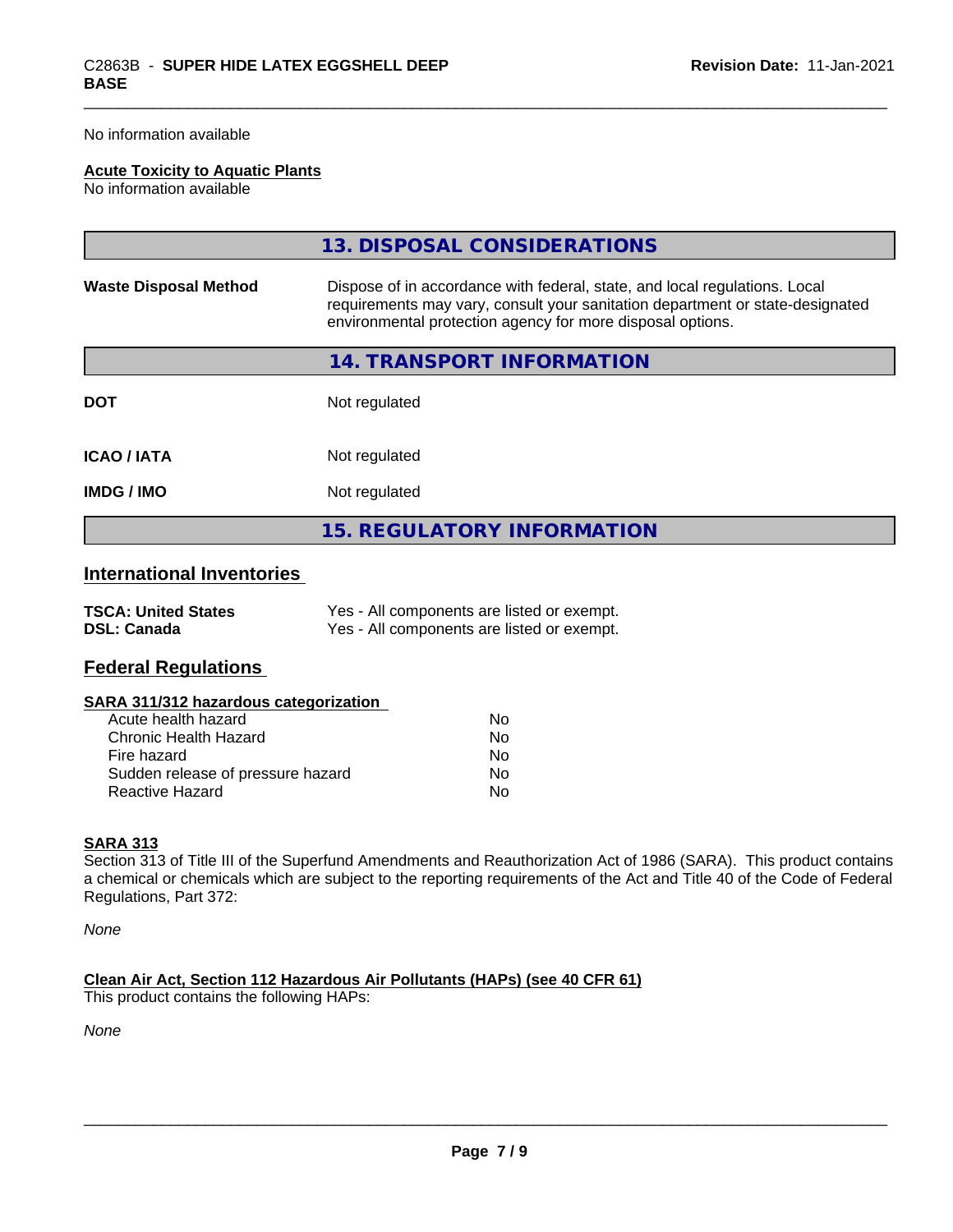No information available

**Acute Toxicity to Aquatic Plants**
No information available

## 13. DISPOSAL CONSIDERATIONS

| | |
|---|---|
| **Waste Disposal Method** | Dispose of in accordance with federal, state, and local regulations. Local requirements may vary, consult your sanitation department or state-designated environmental protection agency for more disposal options. |

## 14. TRANSPORT INFORMATION

| | |
|---|---|
| **DOT** | Not regulated |
| **ICAO / IATA** | Not regulated |
| **IMDG / IMO** | Not regulated |

## 15. REGULATORY INFORMATION

### International Inventories

| | |
|---|---|
| **TSCA: United States** | Yes - All components are listed or exempt. |
| **DSL: Canada** | Yes - All components are listed or exempt. |

### Federal Regulations

**SARA 311/312 hazardous categorization**

| | |
|---|---|
| Acute health hazard | No |
| Chronic Health Hazard | No |
| Fire hazard | No |
| Sudden release of pressure hazard | No |
| Reactive Hazard | No |

**SARA 313**
Section 313 of Title III of the Superfund Amendments and Reauthorization Act of 1986 (SARA). This product contains a chemical or chemicals which are subject to the reporting requirements of the Act and Title 40 of the Code of Federal Regulations, Part 372:

*None*

**Clean Air Act, Section 112 Hazardous Air Pollutants (HAPs) (see 40 CFR 61)**
This product contains the following HAPs:

*None*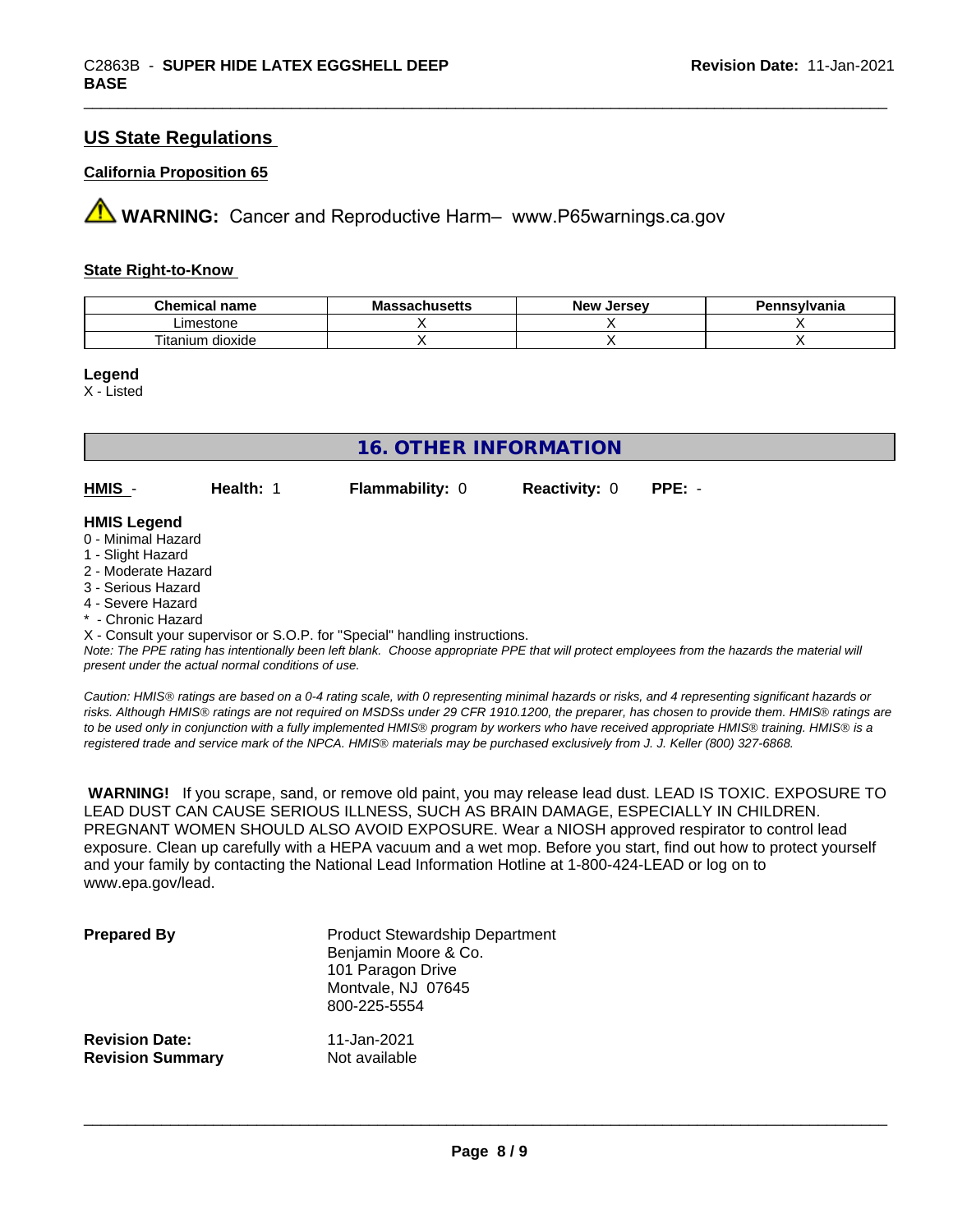## US State Regulations

### California Proposition 65

**WARNING:** Cancer and Reproductive Harm– www.P65warnings.ca.gov

### State Right-to-Know

| Chemical name | Massachusetts | New Jersey | Pennsylvania |
|---|---|---|---|
| Limestone | X | X | X |
| Titanium dioxide | X | X | X |

**Legend**
X - Listed

## 16. OTHER INFORMATION

**HMIS** - **Health:** 1 **Flammability:** 0 **Reactivity:** 0 **PPE:** -

**HMIS Legend**
0 - Minimal Hazard
1 - Slight Hazard
2 - Moderate Hazard
3 - Serious Hazard
4 - Severe Hazard
* - Chronic Hazard
X - Consult your supervisor or S.O.P. for "Special" handling instructions.

*Note: The PPE rating has intentionally been left blank. Choose appropriate PPE that will protect employees from the hazards the material will present under the actual normal conditions of use.*

*Caution: HMIS® ratings are based on a 0-4 rating scale, with 0 representing minimal hazards or risks, and 4 representing significant hazards or risks. Although HMIS® ratings are not required on MSDSs under 29 CFR 1910.1200, the preparer, has chosen to provide them. HMIS® ratings are to be used only in conjunction with a fully implemented HMIS® program by workers who have received appropriate HMIS® training. HMIS® is a registered trade and service mark of the NPCA. HMIS® materials may be purchased exclusively from J. J. Keller (800) 327-6868.*

**WARNING!** If you scrape, sand, or remove old paint, you may release lead dust. LEAD IS TOXIC. EXPOSURE TO LEAD DUST CAN CAUSE SERIOUS ILLNESS, SUCH AS BRAIN DAMAGE, ESPECIALLY IN CHILDREN. PREGNANT WOMEN SHOULD ALSO AVOID EXPOSURE. Wear a NIOSH approved respirator to control lead exposure. Clean up carefully with a HEPA vacuum and a wet mop. Before you start, find out how to protect yourself and your family by contacting the National Lead Information Hotline at 1-800-424-LEAD or log on to www.epa.gov/lead.

**Prepared By**
Product Stewardship Department
Benjamin Moore & Co.
101 Paragon Drive
Montvale, NJ 07645
800-225-5554

**Revision Date:** 11-Jan-2021
**Revision Summary** Not available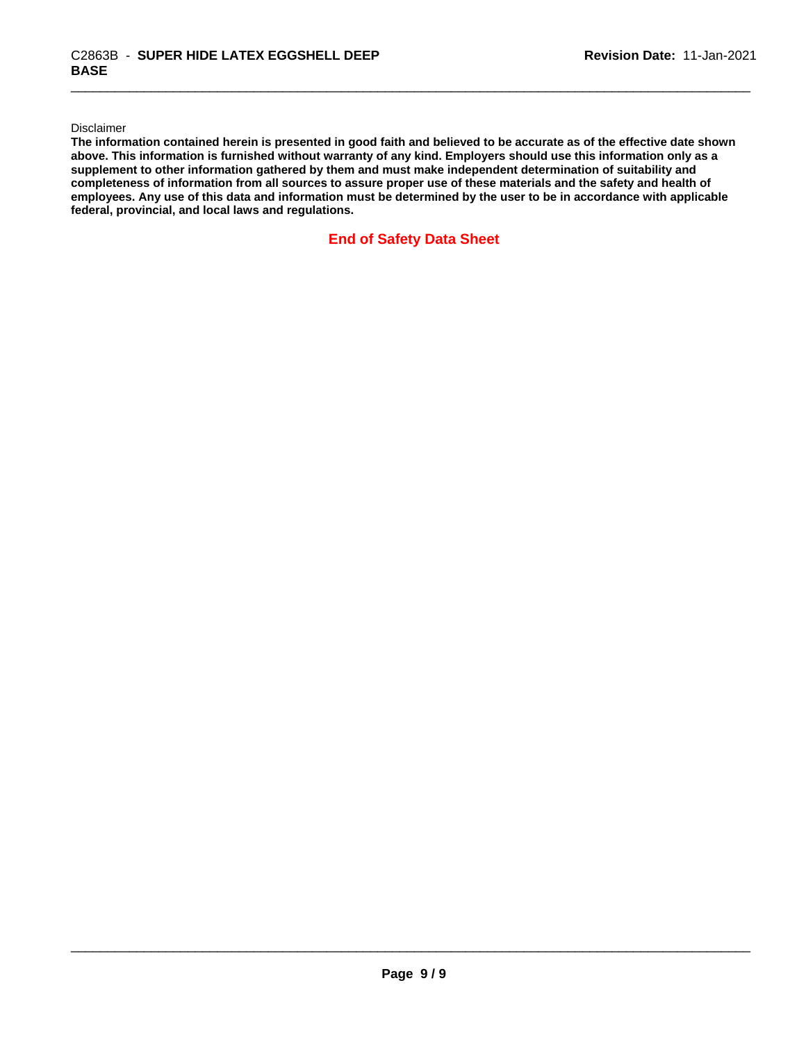Disclaimer

**The information contained herein is presented in good faith and believed to be accurate as of the effective date shown above. This information is furnished without warranty of any kind. Employers should use this information only as a supplement to other information gathered by them and must make independent determination of suitability and completeness of information from all sources to assure proper use of these materials and the safety and health of employees. Any use of this data and information must be determined by the user to be in accordance with applicable federal, provincial, and local laws and regulations.**

**End of Safety Data Sheet**